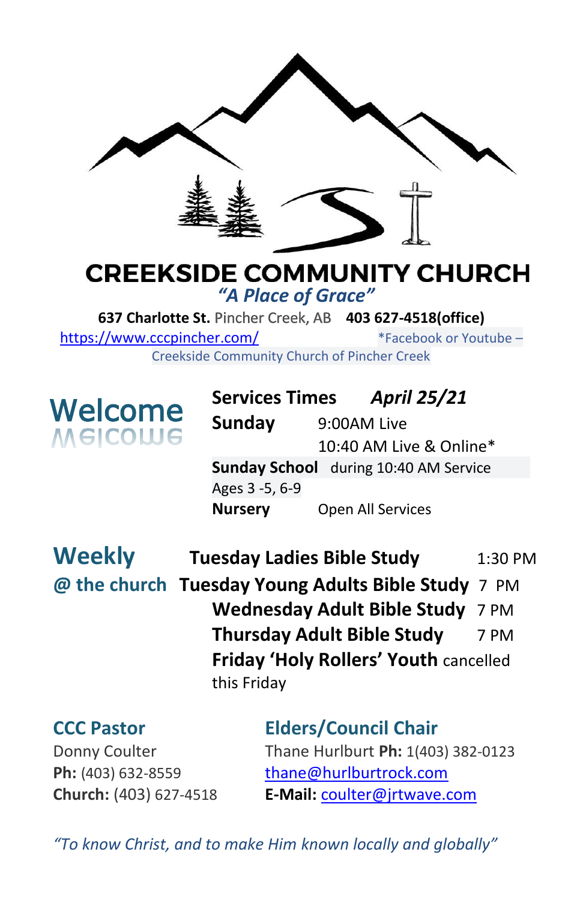# CREEKSIDE COMMUNITY CHURCH

*"A Place of Grace"*

**637 Charlotte St.** Pincher Creek, AB **403 627-4518(office)**

https://www.cccpincher.com/ *Facebook or Youtube – Creekside Community Church of Pincher Creek

## Welcome

| **Services Times** | ***April 25/21*** |
|---|---|
| **Sunday** | 9:00AM Live |
| | 10:40 AM Live & Online* |
| **Sunday School** | during 10:40 AM Service |
| Ages 3 -5, 6-9 | |
| **Nursery** | Open All Services |

## Weekly @ the church

| | |
|---|---|
| **Tuesday Ladies Bible Study** | 1:30 PM |
| **Tuesday Young Adults Bible Study** | 7 PM |
| **Wednesday Adult Bible Study** | 7 PM |
| **Thursday Adult Bible Study** | 7 PM |
| **Friday 'Holy Rollers' Youth** | cancelled this Friday |

## CCC Pastor

Donny Coulter
**Ph:** (403) 632-8559
**Church:** (403) 627-4518

## Elders/Council Chair

Thane Hurlburt **Ph:** 1(403) 382-0123
thane@hurlburtrock.com
**E-Mail:** coulter@jrtwave.com

*"To know Christ, and to make Him known locally and globally"*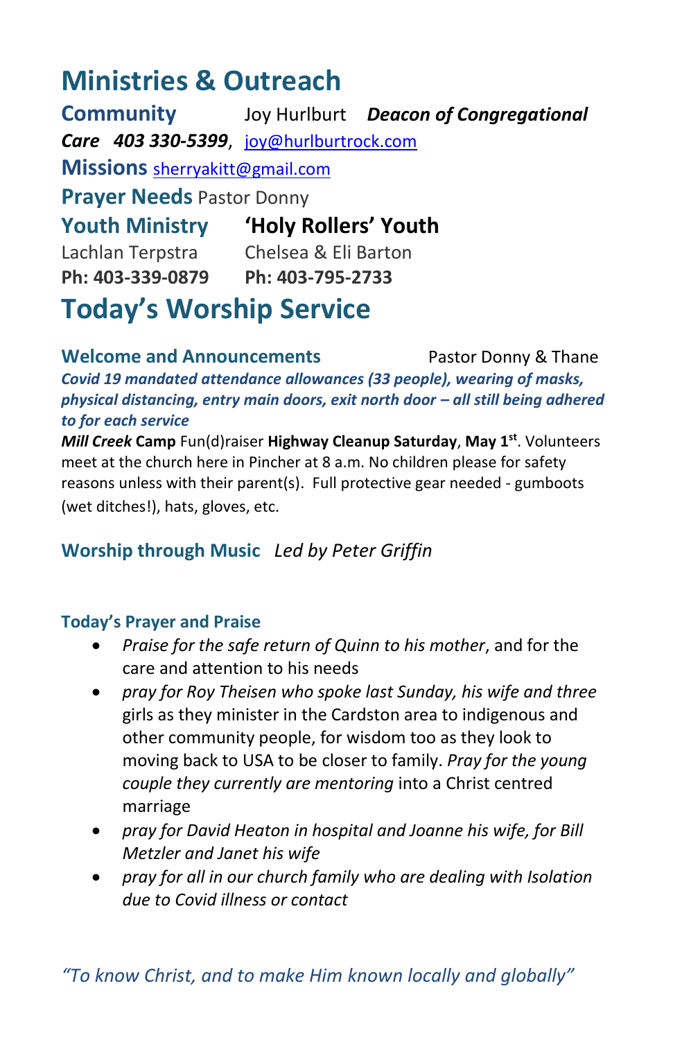# Ministries & Outreach

**Community** Joy Hurlburt ***Deacon of Congregational Care 403 330-5399***, joy@hurlburtrock.com

**Missions** sherryakitt@gmail.com

**Prayer Needs** Pastor Donny

| **Youth Ministry** | **'Holy Rollers' Youth** |
|---|---|
| Lachlan Terpstra | Chelsea & Eli Barton |
| **Ph: 403-339-0879** | **Ph: 403-795-2733** |

# Today's Worship Service

**Welcome and Announcements** Pastor Donny & Thane

***Covid 19 mandated attendance allowances (33 people), wearing of masks, physical distancing, entry main doors, exit north door – all still being adhered to for each service***

***Mill Creek* Camp** Fun(d)raiser **Highway Cleanup Saturday**, **May 1st**. Volunteers meet at the church here in Pincher at 8 a.m. No children please for safety reasons unless with their parent(s). Full protective gear needed - gumboots (wet ditches!), hats, gloves, etc.

**Worship through Music** *Led by Peter Griffin*

**Today's Prayer and Praise**

- *Praise for the safe return of Quinn to his mother*, and for the care and attention to his needs
- *pray for Roy Theisen who spoke last Sunday, his wife and three* girls as they minister in the Cardston area to indigenous and other community people, for wisdom too as they look to moving back to USA to be closer to family. *Pray for the young couple they currently are mentoring* into a Christ centred marriage
- *pray for David Heaton in hospital and Joanne his wife, for Bill Metzler and Janet his wife*
- *pray for all in our church family who are dealing with Isolation due to Covid illness or contact*

*"To know Christ, and to make Him known locally and globally"*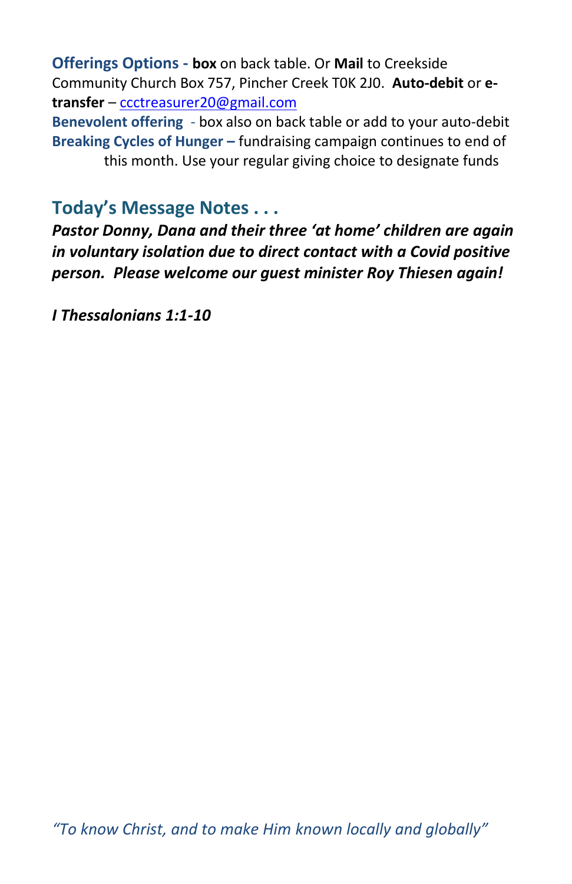**Offerings Options -** **box** on back table. Or **Mail** to Creekside Community Church Box 757, Pincher Creek T0K 2J0. **Auto-debit** or **e-transfer** – ccctreasurer20@gmail.com

**Benevolent offering** - box also on back table or add to your auto-debit

**Breaking Cycles of Hunger –** fundraising campaign continues to end of this month. Use your regular giving choice to designate funds

## Today's Message Notes . . .

***Pastor Donny, Dana and their three 'at home' children are again in voluntary isolation due to direct contact with a Covid positive person. Please welcome our guest minister Roy Thiesen again!***

***I Thessalonians 1:1-10***

*"To know Christ, and to make Him known locally and globally"*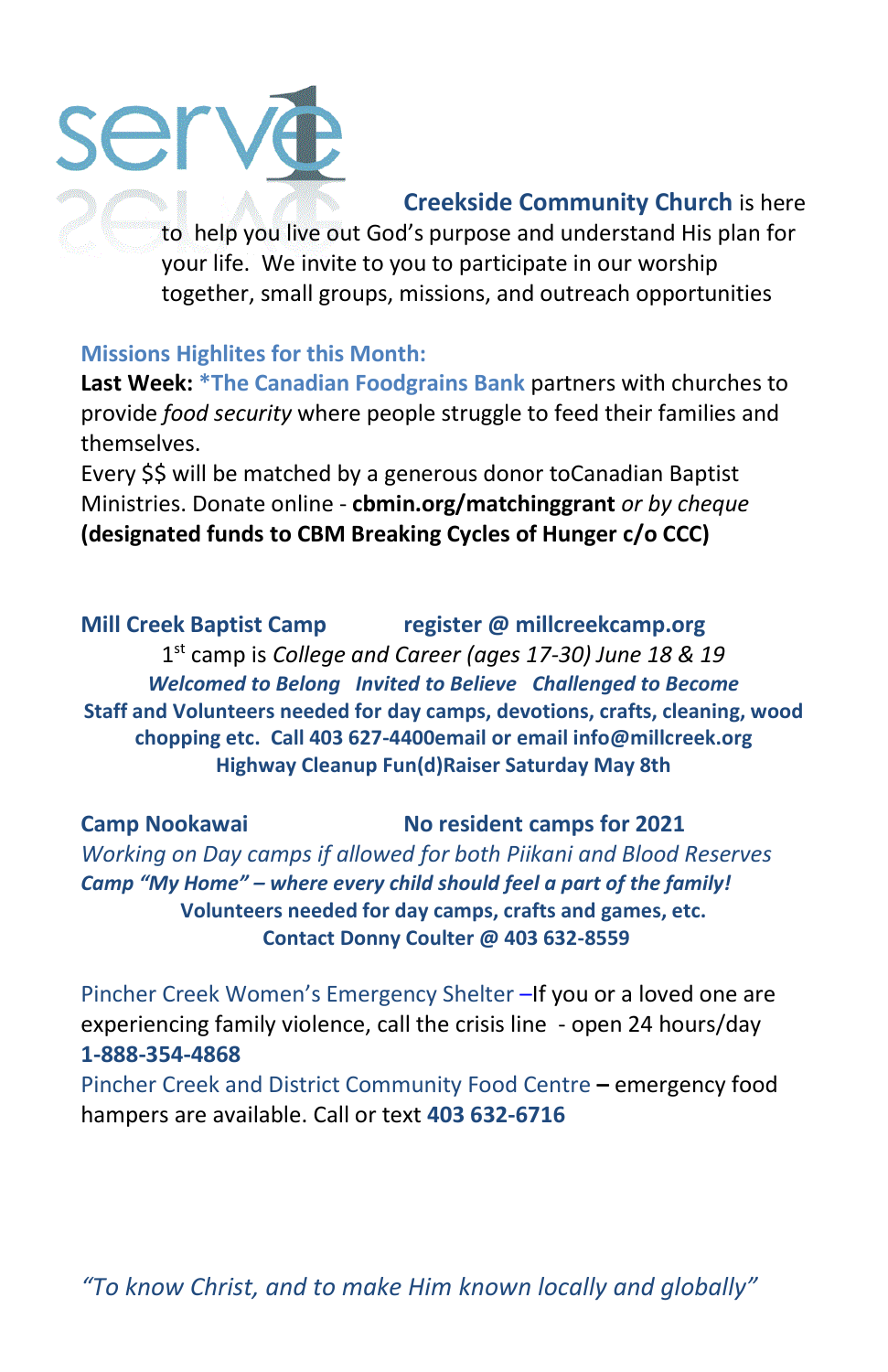serve

**Creekside Community Church** is here to help you live out God's purpose and understand His plan for your life. We invite to you to participate in our worship together, small groups, missions, and outreach opportunities

## Missions Highlites for this Month:

**Last Week:** *The Canadian Foodgrains Bank partners with churches to provide *food security* where people struggle to feed their families and themselves.

Every $$ will be matched by a generous donor toCanadian Baptist Ministries. Donate online - **cbmin.org/matchinggrant** *or by cheque* **(designated funds to CBM Breaking Cycles of Hunger c/o CCC)**

**Mill Creek Baptist Camp** **register @ millcreekcamp.org**

1st camp is *College and Career (ages 17-30) June 18 & 19*

***Welcomed to Belong Invited to Believe Challenged to Become***

**Staff and Volunteers needed for day camps, devotions, crafts, cleaning, wood chopping etc. Call 403 627-4400email or email info@millcreek.org**

**Highway Cleanup Fun(d)Raiser Saturday May 8th**

**Camp Nookawai** **No resident camps for 2021**

*Working on Day camps if allowed for both Piikani and Blood Reserves*

***Camp "My Home" – where every child should feel a part of the family!***

**Volunteers needed for day camps, crafts and games, etc.**

**Contact Donny Coulter @ 403 632-8559**

Pincher Creek Women's Emergency Shelter –If you or a loved one are experiencing family violence, call the crisis line - open 24 hours/day **1-888-354-4868**

Pincher Creek and District Community Food Centre **–** emergency food hampers are available. Call or text **403 632-6716**

*"To know Christ, and to make Him known locally and globally"*